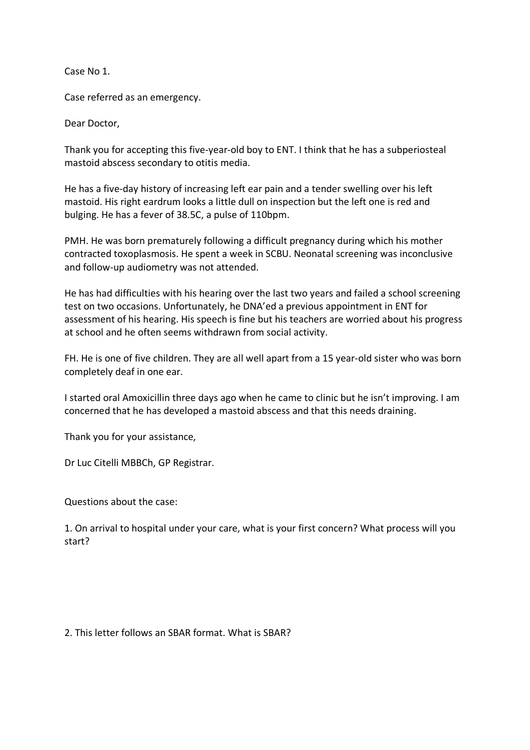Case No 1.

Case referred as an emergency.

Dear Doctor,

Thank you for accepting this five-year-old boy to ENT. I think that he has a subperiosteal mastoid abscess secondary to otitis media.

He has a five-day history of increasing left ear pain and a tender swelling over his left mastoid. His right eardrum looks a little dull on inspection but the left one is red and bulging. He has a fever of 38.5C, a pulse of 110bpm.

PMH. He was born prematurely following a difficult pregnancy during which his mother contracted toxoplasmosis. He spent a week in SCBU. Neonatal screening was inconclusive and follow-up audiometry was not attended.

He has had difficulties with his hearing over the last two years and failed a school screening test on two occasions. Unfortunately, he DNA'ed a previous appointment in ENT for assessment of his hearing. His speech is fine but his teachers are worried about his progress at school and he often seems withdrawn from social activity.

FH. He is one of five children. They are all well apart from a 15 year-old sister who was born completely deaf in one ear.

I started oral Amoxicillin three days ago when he came to clinic but he isn't improving. I am concerned that he has developed a mastoid abscess and that this needs draining.

Thank you for your assistance,

Dr Luc Citelli MBBCh, GP Registrar.

Questions about the case:

1. On arrival to hospital under your care, what is your first concern? What process will you start?

2. This letter follows an SBAR format. What is SBAR?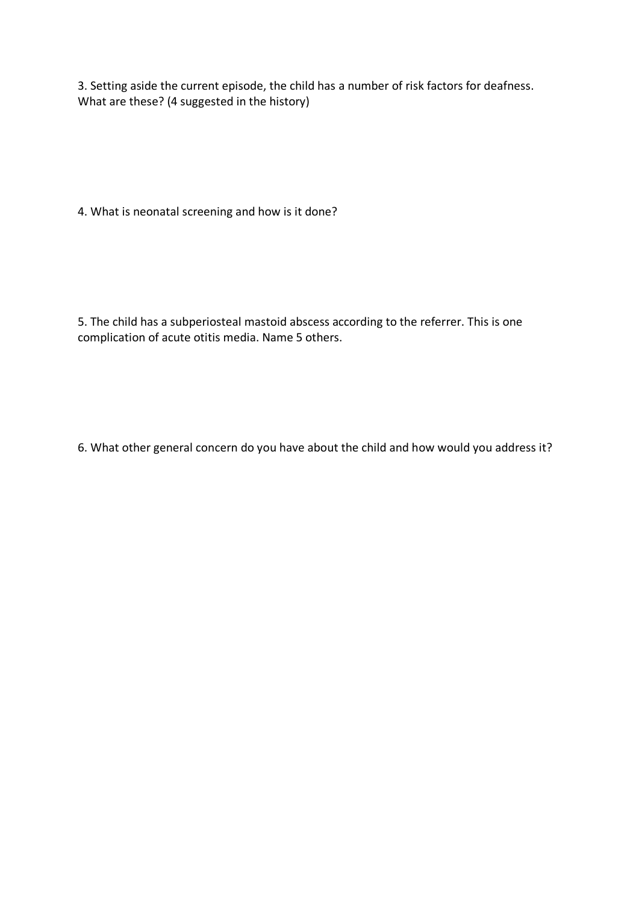3. Setting aside the current episode, the child has a number of risk factors for deafness. What are these? (4 suggested in the history)

4. What is neonatal screening and how is it done?

5. The child has a subperiosteal mastoid abscess according to the referrer. This is one complication of acute otitis media. Name 5 others.

6. What other general concern do you have about the child and how would you address it?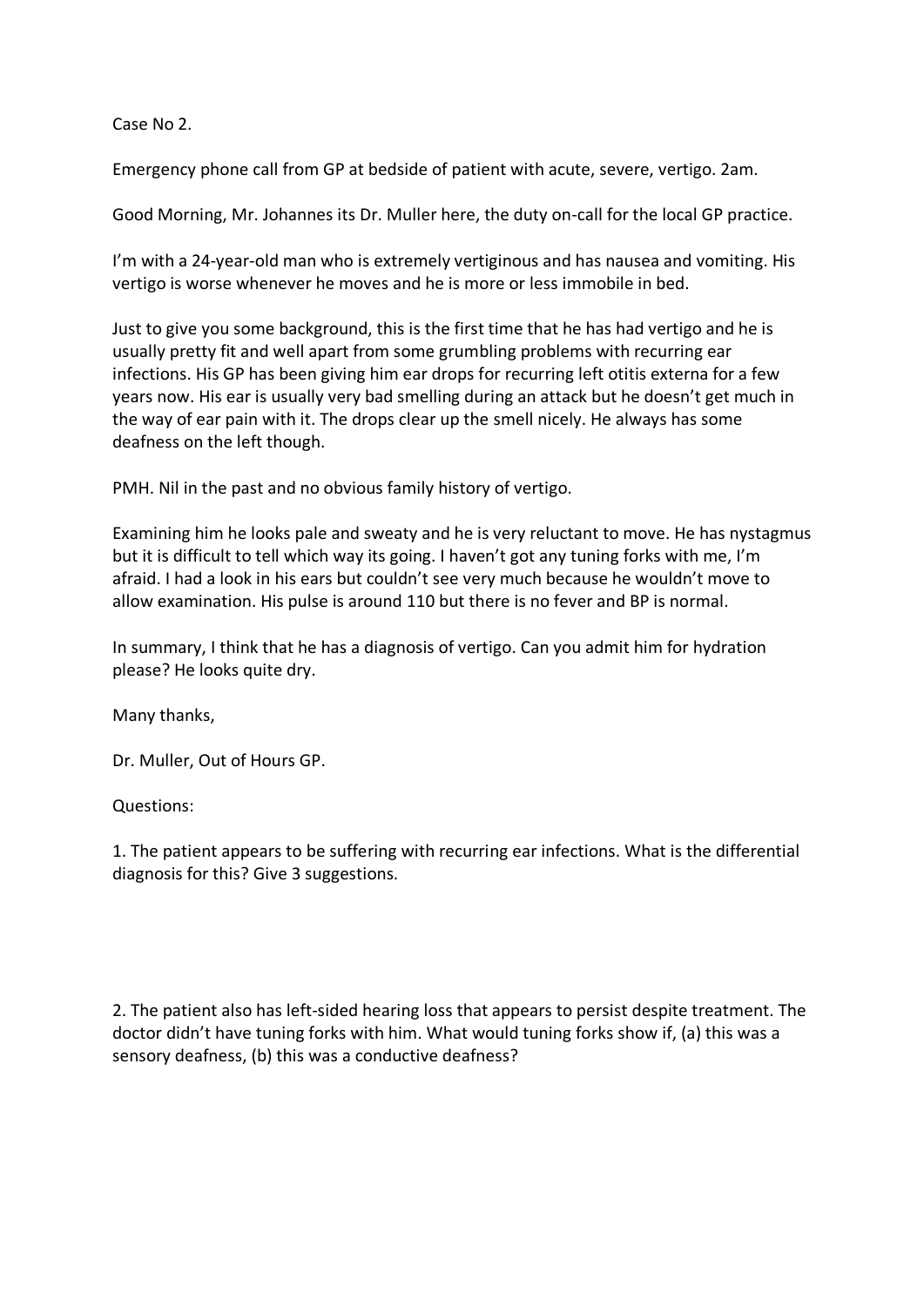Case No 2.

Emergency phone call from GP at bedside of patient with acute, severe, vertigo. 2am.

Good Morning, Mr. Johannes its Dr. Muller here, the duty on-call for the local GP practice.

I'm with a 24-year-old man who is extremely vertiginous and has nausea and vomiting. His vertigo is worse whenever he moves and he is more or less immobile in bed.

Just to give you some background, this is the first time that he has had vertigo and he is usually pretty fit and well apart from some grumbling problems with recurring ear infections. His GP has been giving him ear drops for recurring left otitis externa for a few years now. His ear is usually very bad smelling during an attack but he doesn't get much in the way of ear pain with it. The drops clear up the smell nicely. He always has some deafness on the left though.

PMH. Nil in the past and no obvious family history of vertigo.

Examining him he looks pale and sweaty and he is very reluctant to move. He has nystagmus but it is difficult to tell which way its going. I haven't got any tuning forks with me, I'm afraid. I had a look in his ears but couldn't see very much because he wouldn't move to allow examination. His pulse is around 110 but there is no fever and BP is normal.

In summary, I think that he has a diagnosis of vertigo. Can you admit him for hydration please? He looks quite dry.

Many thanks,

Dr. Muller, Out of Hours GP.

Questions:

1. The patient appears to be suffering with recurring ear infections. What is the differential diagnosis for this? Give 3 suggestions.

2. The patient also has left-sided hearing loss that appears to persist despite treatment. The doctor didn't have tuning forks with him. What would tuning forks show if, (a) this was a sensory deafness, (b) this was a conductive deafness?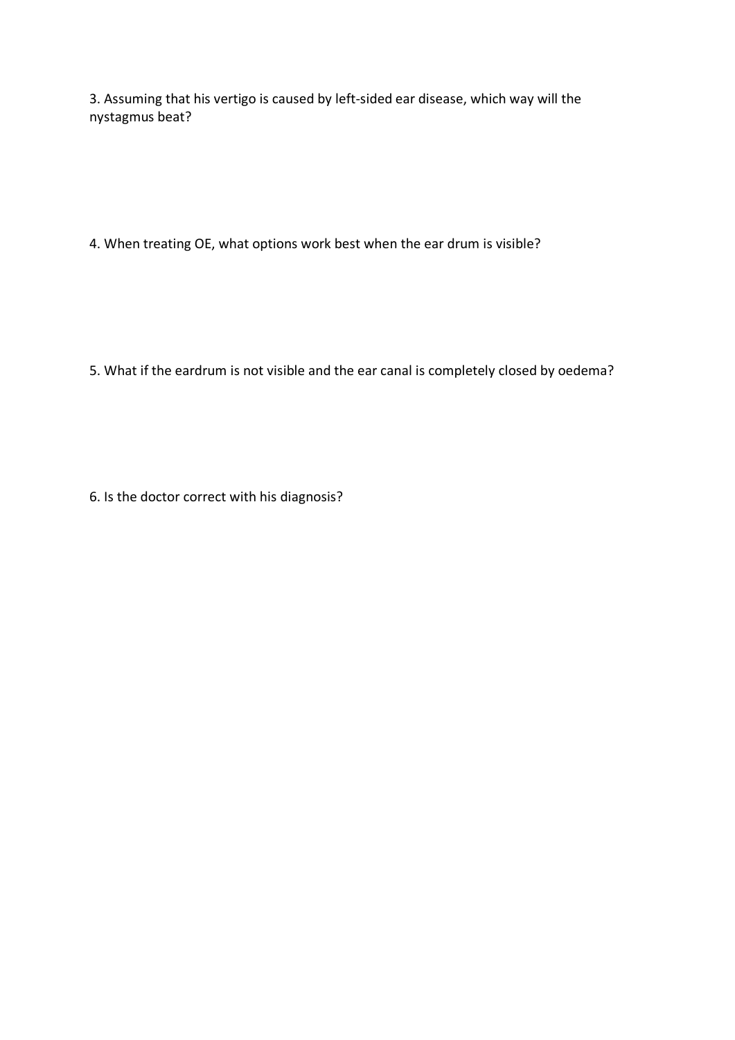3. Assuming that his vertigo is caused by left-sided ear disease, which way will the nystagmus beat?

4. When treating OE, what options work best when the ear drum is visible?

5. What if the eardrum is not visible and the ear canal is completely closed by oedema?

6. Is the doctor correct with his diagnosis?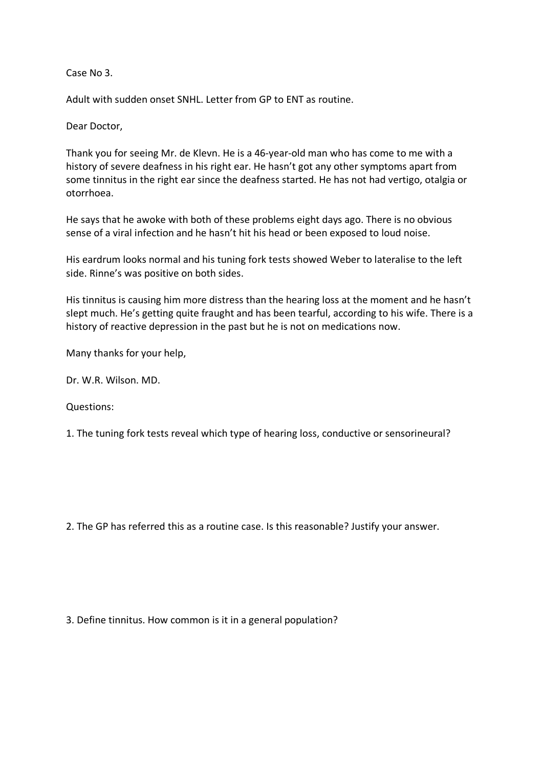Case No 3.

Adult with sudden onset SNHL. Letter from GP to ENT as routine.

Dear Doctor,

Thank you for seeing Mr. de Klevn. He is a 46-year-old man who has come to me with a history of severe deafness in his right ear. He hasn't got any other symptoms apart from some tinnitus in the right ear since the deafness started. He has not had vertigo, otalgia or otorrhoea.

He says that he awoke with both of these problems eight days ago. There is no obvious sense of a viral infection and he hasn't hit his head or been exposed to loud noise.

His eardrum looks normal and his tuning fork tests showed Weber to lateralise to the left side. Rinne's was positive on both sides.

His tinnitus is causing him more distress than the hearing loss at the moment and he hasn't slept much. He's getting quite fraught and has been tearful, according to his wife. There is a history of reactive depression in the past but he is not on medications now.

Many thanks for your help,

Dr. W.R. Wilson. MD.

Questions:

1. The tuning fork tests reveal which type of hearing loss, conductive or sensorineural?

2. The GP has referred this as a routine case. Is this reasonable? Justify your answer.

3. Define tinnitus. How common is it in a general population?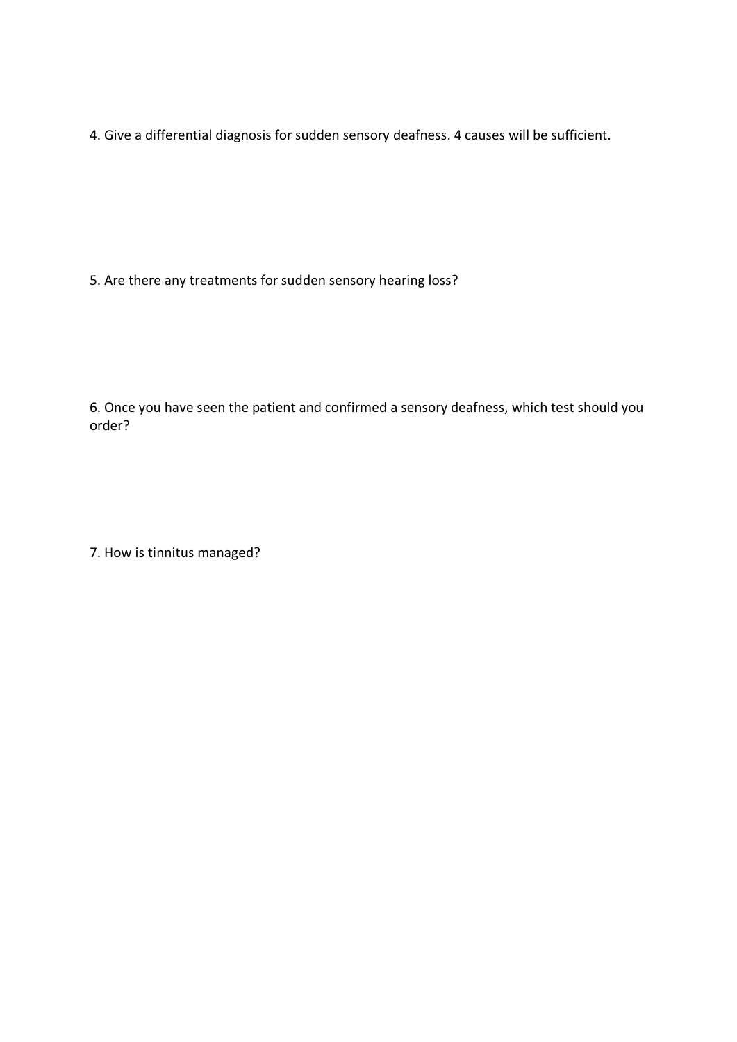4. Give a differential diagnosis for sudden sensory deafness. 4 causes will be sufficient.

5. Are there any treatments for sudden sensory hearing loss?

6. Once you have seen the patient and confirmed a sensory deafness, which test should you order?

7. How is tinnitus managed?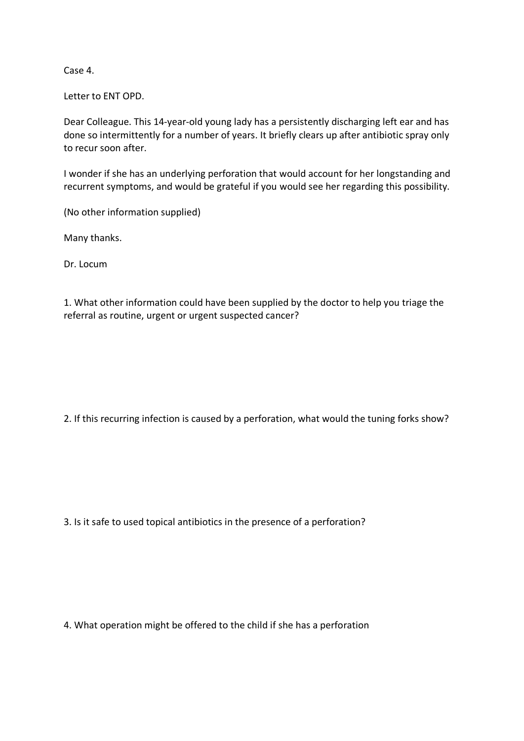Case 4.

Letter to ENT OPD.

Dear Colleague. This 14-year-old young lady has a persistently discharging left ear and has done so intermittently for a number of years. It briefly clears up after antibiotic spray only to recur soon after.

I wonder if she has an underlying perforation that would account for her longstanding and recurrent symptoms, and would be grateful if you would see her regarding this possibility.

(No other information supplied)

Many thanks.

Dr. Locum

1. What other information could have been supplied by the doctor to help you triage the referral as routine, urgent or urgent suspected cancer?

2. If this recurring infection is caused by a perforation, what would the tuning forks show?

3. Is it safe to used topical antibiotics in the presence of a perforation?

4. What operation might be offered to the child if she has a perforation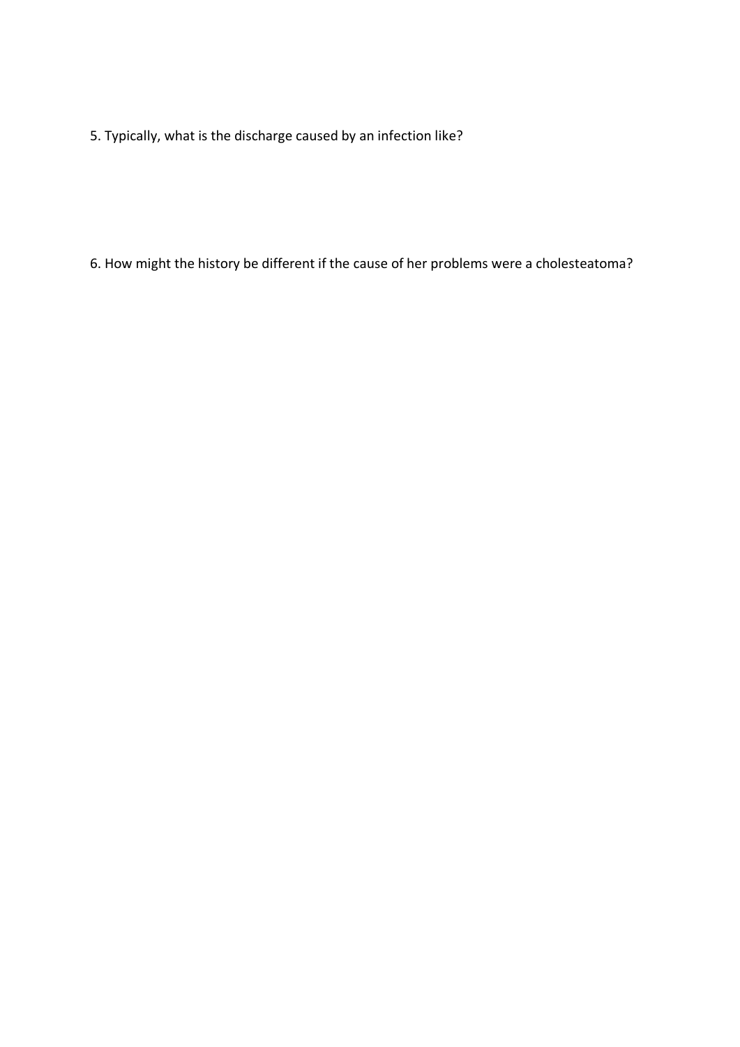5. Typically, what is the discharge caused by an infection like?

6. How might the history be different if the cause of her problems were a cholesteatoma?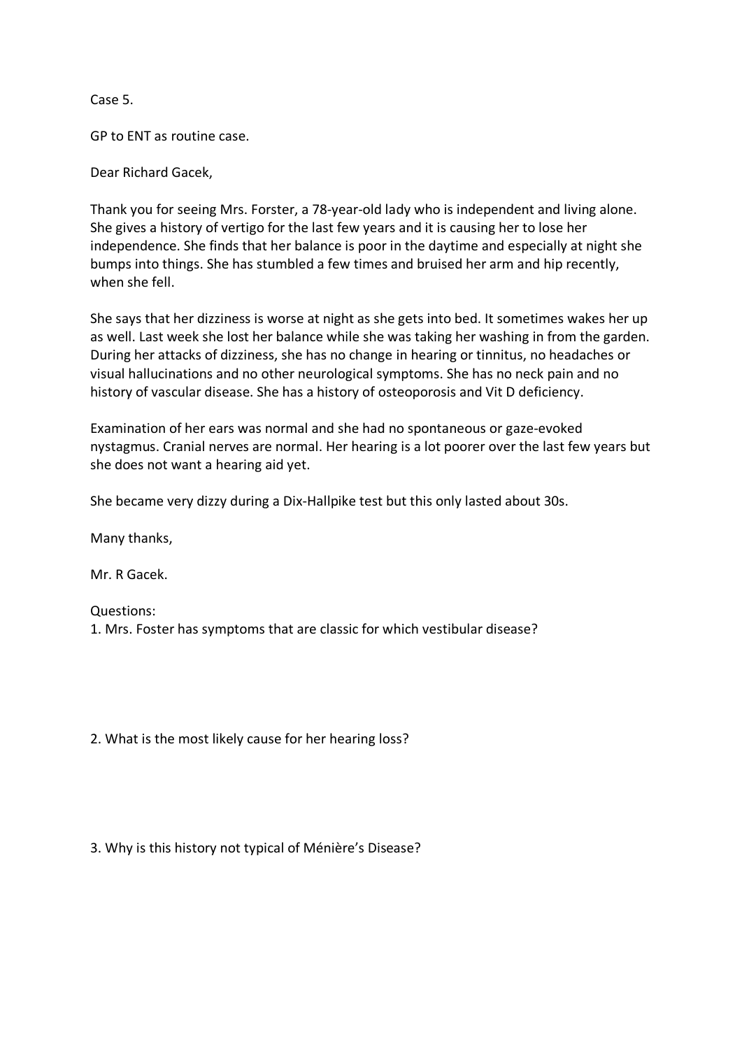Case 5.

GP to ENT as routine case.

Dear Richard Gacek,

Thank you for seeing Mrs. Forster, a 78-year-old lady who is independent and living alone. She gives a history of vertigo for the last few years and it is causing her to lose her independence. She finds that her balance is poor in the daytime and especially at night she bumps into things. She has stumbled a few times and bruised her arm and hip recently, when she fell.

She says that her dizziness is worse at night as she gets into bed. It sometimes wakes her up as well. Last week she lost her balance while she was taking her washing in from the garden. During her attacks of dizziness, she has no change in hearing or tinnitus, no headaches or visual hallucinations and no other neurological symptoms. She has no neck pain and no history of vascular disease. She has a history of osteoporosis and Vit D deficiency.

Examination of her ears was normal and she had no spontaneous or gaze-evoked nystagmus. Cranial nerves are normal. Her hearing is a lot poorer over the last few years but she does not want a hearing aid yet.

She became very dizzy during a Dix-Hallpike test but this only lasted about 30s.

Many thanks,

Mr. R Gacek.

Questions:

1. Mrs. Foster has symptoms that are classic for which vestibular disease?

2. What is the most likely cause for her hearing loss?

3. Why is this history not typical of Ménière's Disease?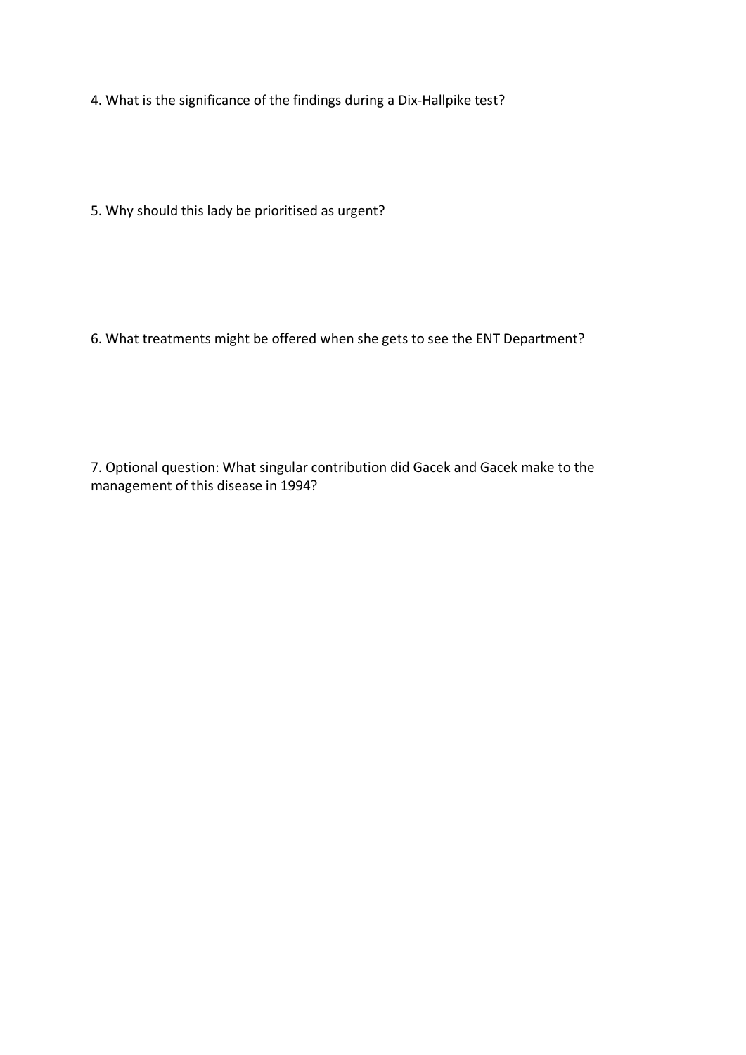4. What is the significance of the findings during a Dix-Hallpike test?

5. Why should this lady be prioritised as urgent?

6. What treatments might be offered when she gets to see the ENT Department?

7. Optional question: What singular contribution did Gacek and Gacek make to the management of this disease in 1994?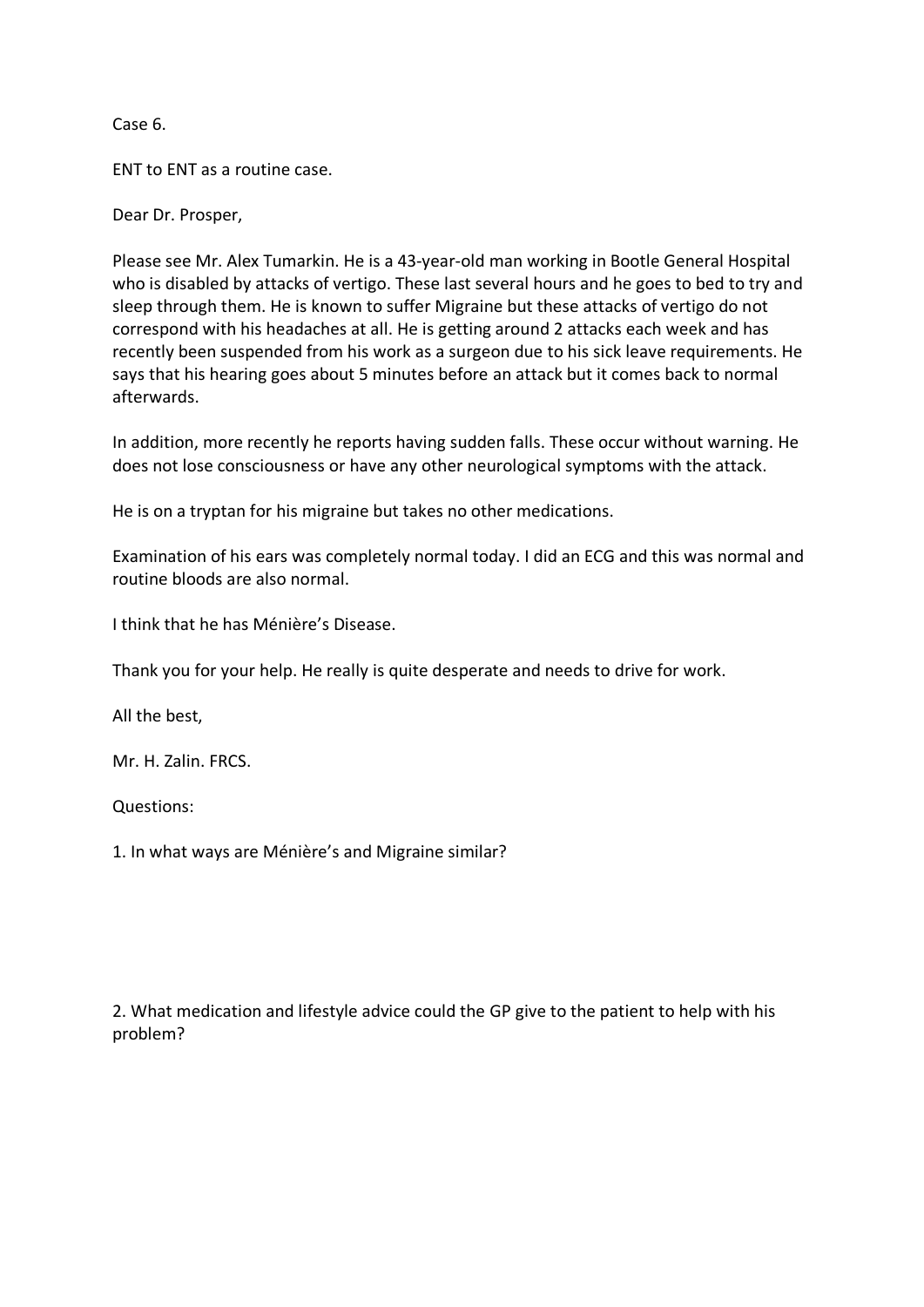Case 6.

ENT to ENT as a routine case.

Dear Dr. Prosper,

Please see Mr. Alex Tumarkin. He is a 43-year-old man working in Bootle General Hospital who is disabled by attacks of vertigo. These last several hours and he goes to bed to try and sleep through them. He is known to suffer Migraine but these attacks of vertigo do not correspond with his headaches at all. He is getting around 2 attacks each week and has recently been suspended from his work as a surgeon due to his sick leave requirements. He says that his hearing goes about 5 minutes before an attack but it comes back to normal afterwards.

In addition, more recently he reports having sudden falls. These occur without warning. He does not lose consciousness or have any other neurological symptoms with the attack.

He is on a tryptan for his migraine but takes no other medications.

Examination of his ears was completely normal today. I did an ECG and this was normal and routine bloods are also normal.

I think that he has Ménière's Disease.

Thank you for your help. He really is quite desperate and needs to drive for work.

All the best,

Mr. H. Zalin. FRCS.

Questions:

1. In what ways are Ménière's and Migraine similar?

2. What medication and lifestyle advice could the GP give to the patient to help with his problem?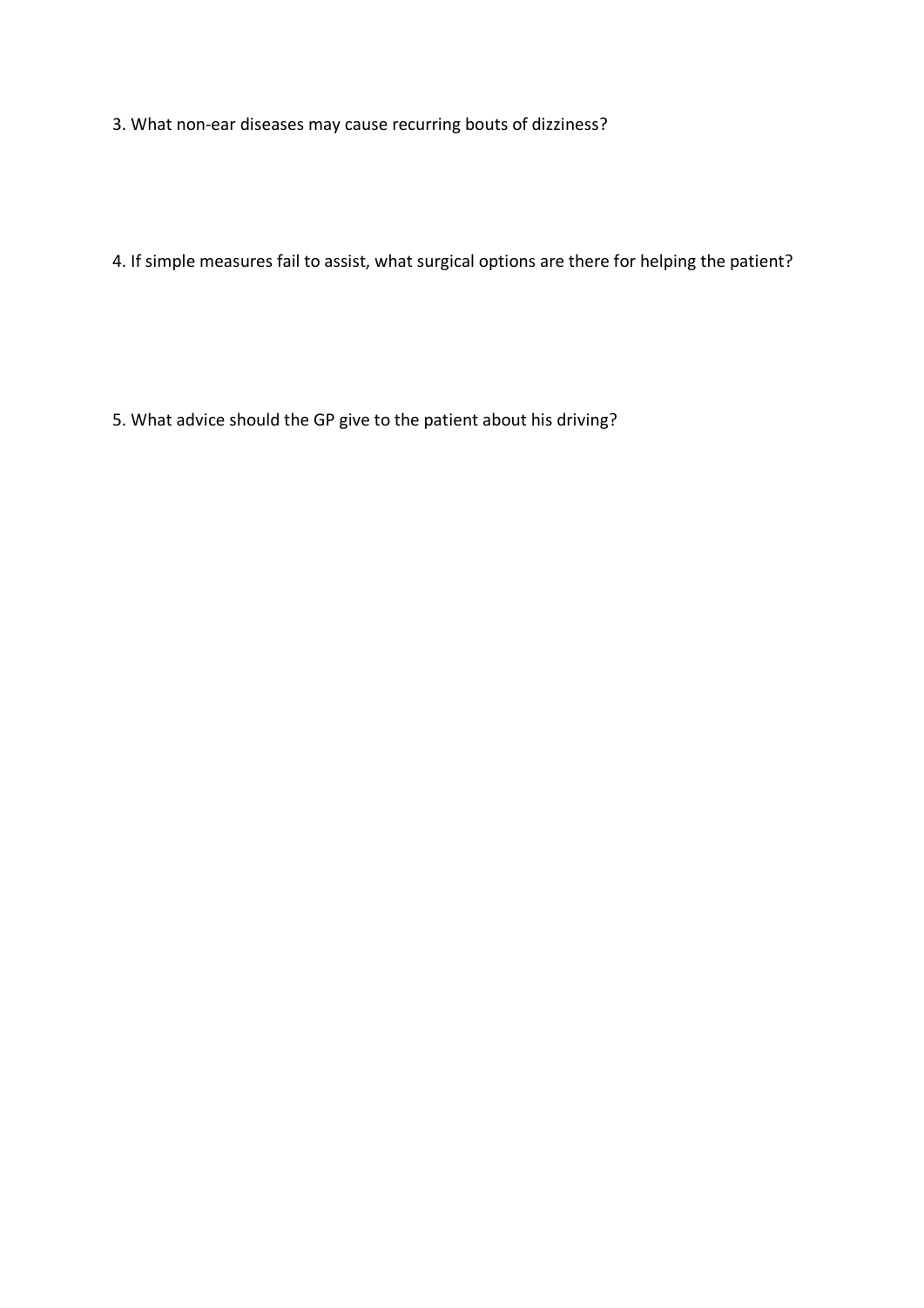3. What non-ear diseases may cause recurring bouts of dizziness?

4. If simple measures fail to assist, what surgical options are there for helping the patient?

5. What advice should the GP give to the patient about his driving?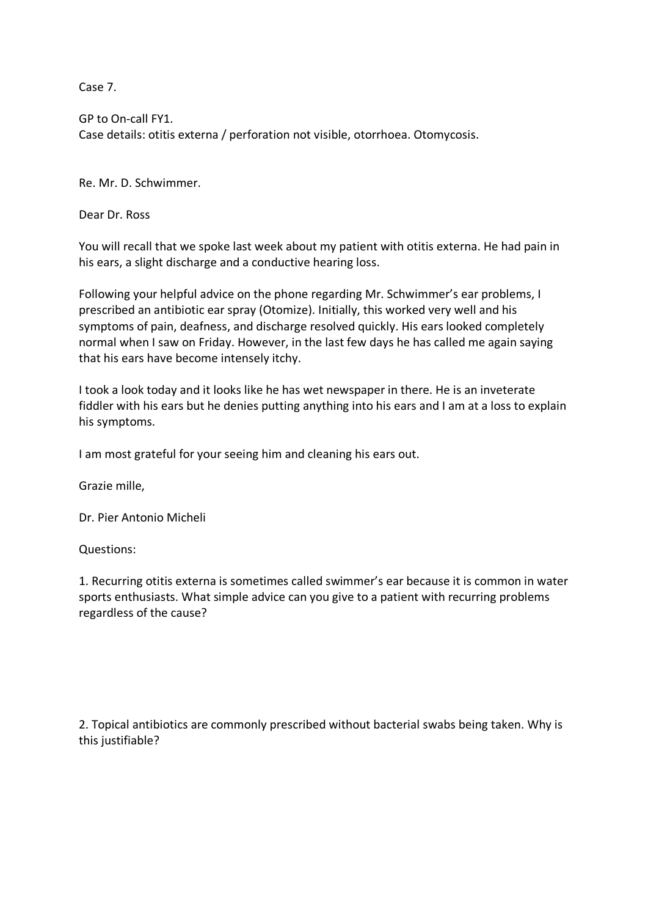Case 7.

GP to On-call FY1.
Case details: otitis externa / perforation not visible, otorrhoea. Otomycosis.

Re. Mr. D. Schwimmer.

Dear Dr. Ross

You will recall that we spoke last week about my patient with otitis externa. He had pain in his ears, a slight discharge and a conductive hearing loss.

Following your helpful advice on the phone regarding Mr. Schwimmer's ear problems, I prescribed an antibiotic ear spray (Otomize). Initially, this worked very well and his symptoms of pain, deafness, and discharge resolved quickly. His ears looked completely normal when I saw on Friday. However, in the last few days he has called me again saying that his ears have become intensely itchy.

I took a look today and it looks like he has wet newspaper in there. He is an inveterate fiddler with his ears but he denies putting anything into his ears and I am at a loss to explain his symptoms.

I am most grateful for your seeing him and cleaning his ears out.

Grazie mille,

Dr. Pier Antonio Micheli

Questions:

1. Recurring otitis externa is sometimes called swimmer's ear because it is common in water sports enthusiasts. What simple advice can you give to a patient with recurring problems regardless of the cause?

2. Topical antibiotics are commonly prescribed without bacterial swabs being taken. Why is this justifiable?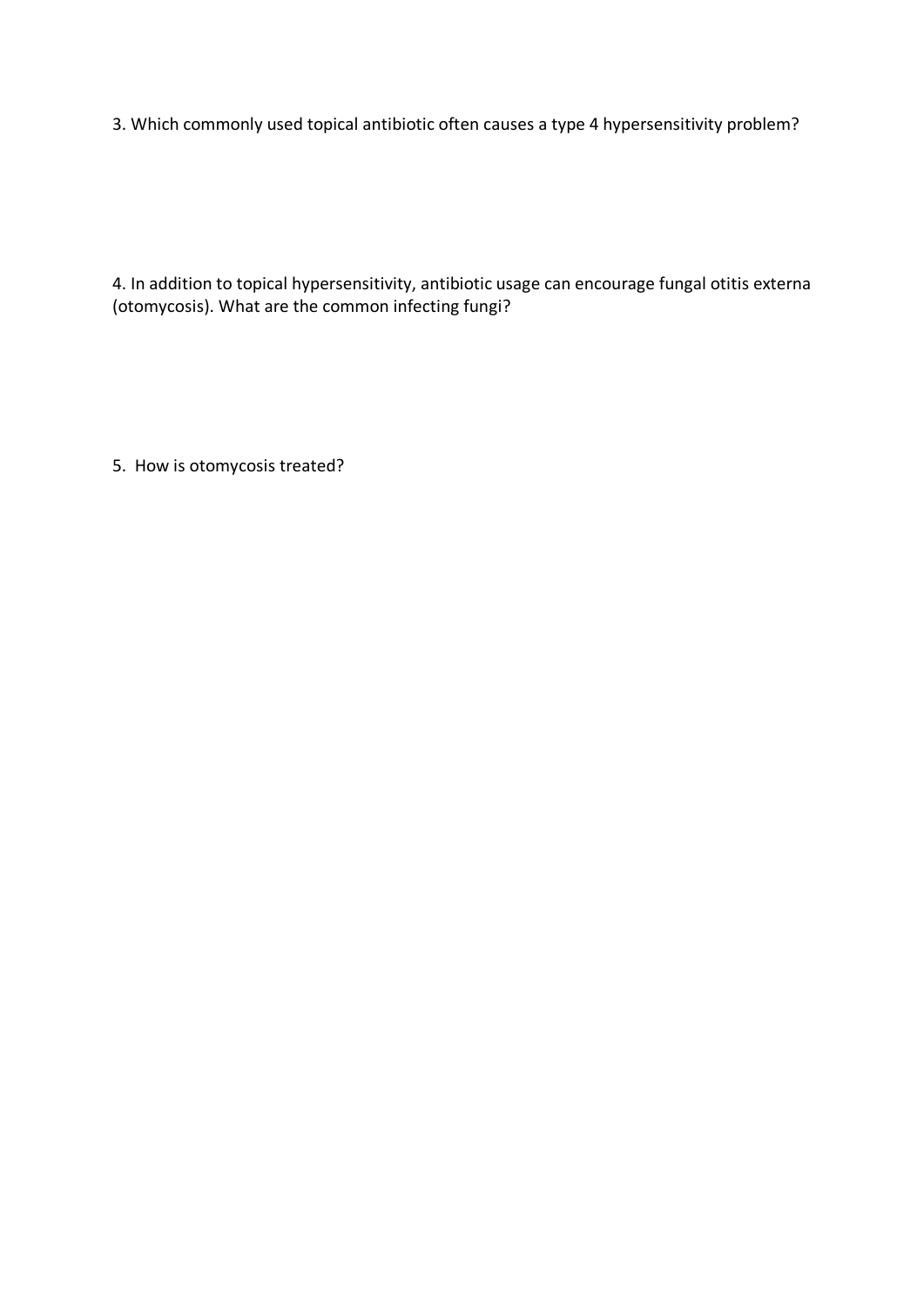3. Which commonly used topical antibiotic often causes a type 4 hypersensitivity problem?

4. In addition to topical hypersensitivity, antibiotic usage can encourage fungal otitis externa (otomycosis). What are the common infecting fungi?

5. How is otomycosis treated?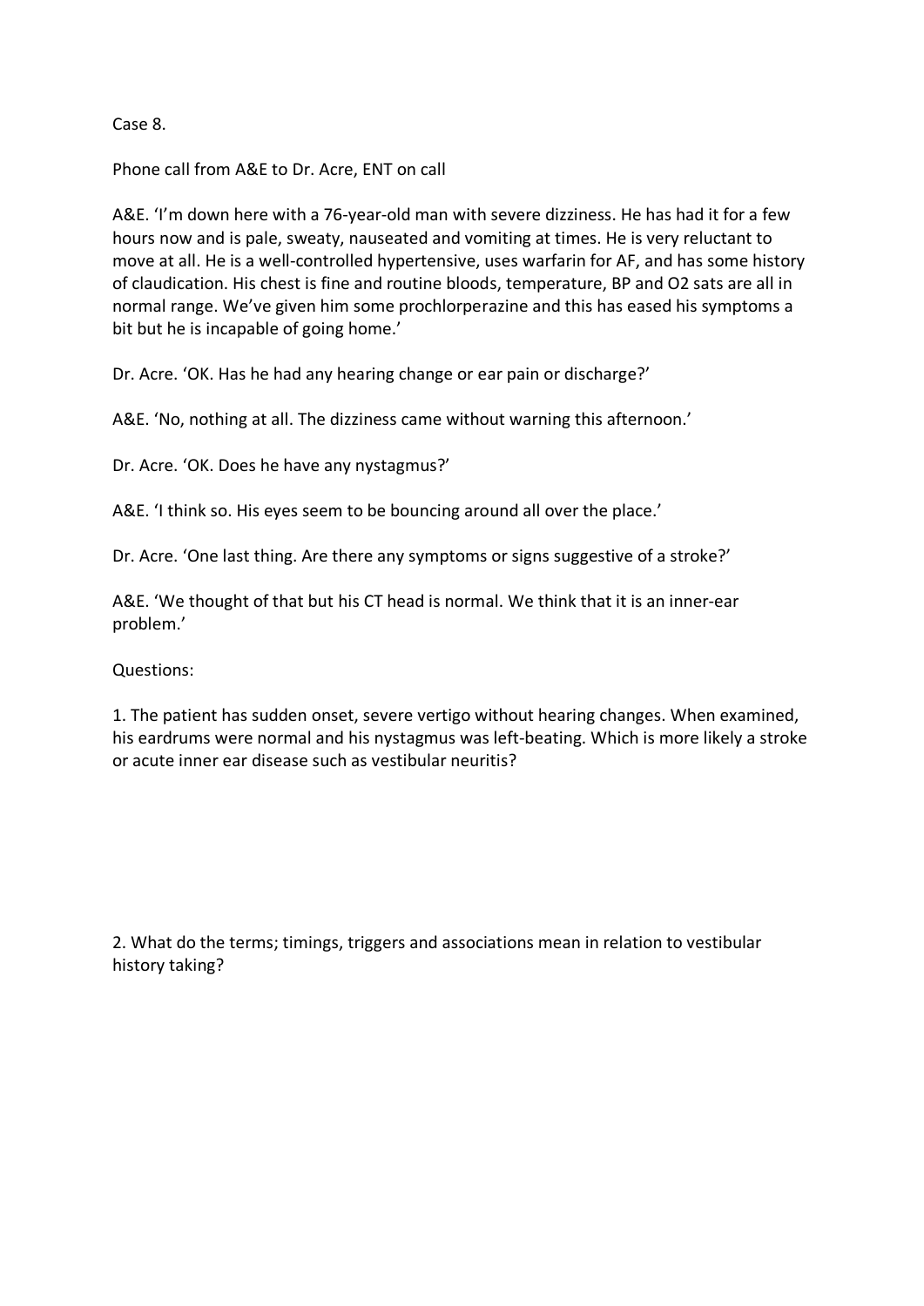Case 8.

Phone call from A&E to Dr. Acre, ENT on call

A&E. 'I'm down here with a 76-year-old man with severe dizziness. He has had it for a few hours now and is pale, sweaty, nauseated and vomiting at times. He is very reluctant to move at all. He is a well-controlled hypertensive, uses warfarin for AF, and has some history of claudication. His chest is fine and routine bloods, temperature, BP and O2 sats are all in normal range. We've given him some prochlorperazine and this has eased his symptoms a bit but he is incapable of going home.'

Dr. Acre. 'OK. Has he had any hearing change or ear pain or discharge?'

A&E. 'No, nothing at all. The dizziness came without warning this afternoon.'

Dr. Acre. 'OK. Does he have any nystagmus?'

A&E. 'I think so. His eyes seem to be bouncing around all over the place.'

Dr. Acre. 'One last thing. Are there any symptoms or signs suggestive of a stroke?'

A&E. 'We thought of that but his CT head is normal. We think that it is an inner-ear problem.'

Questions:

1. The patient has sudden onset, severe vertigo without hearing changes. When examined, his eardrums were normal and his nystagmus was left-beating. Which is more likely a stroke or acute inner ear disease such as vestibular neuritis?

2. What do the terms; timings, triggers and associations mean in relation to vestibular history taking?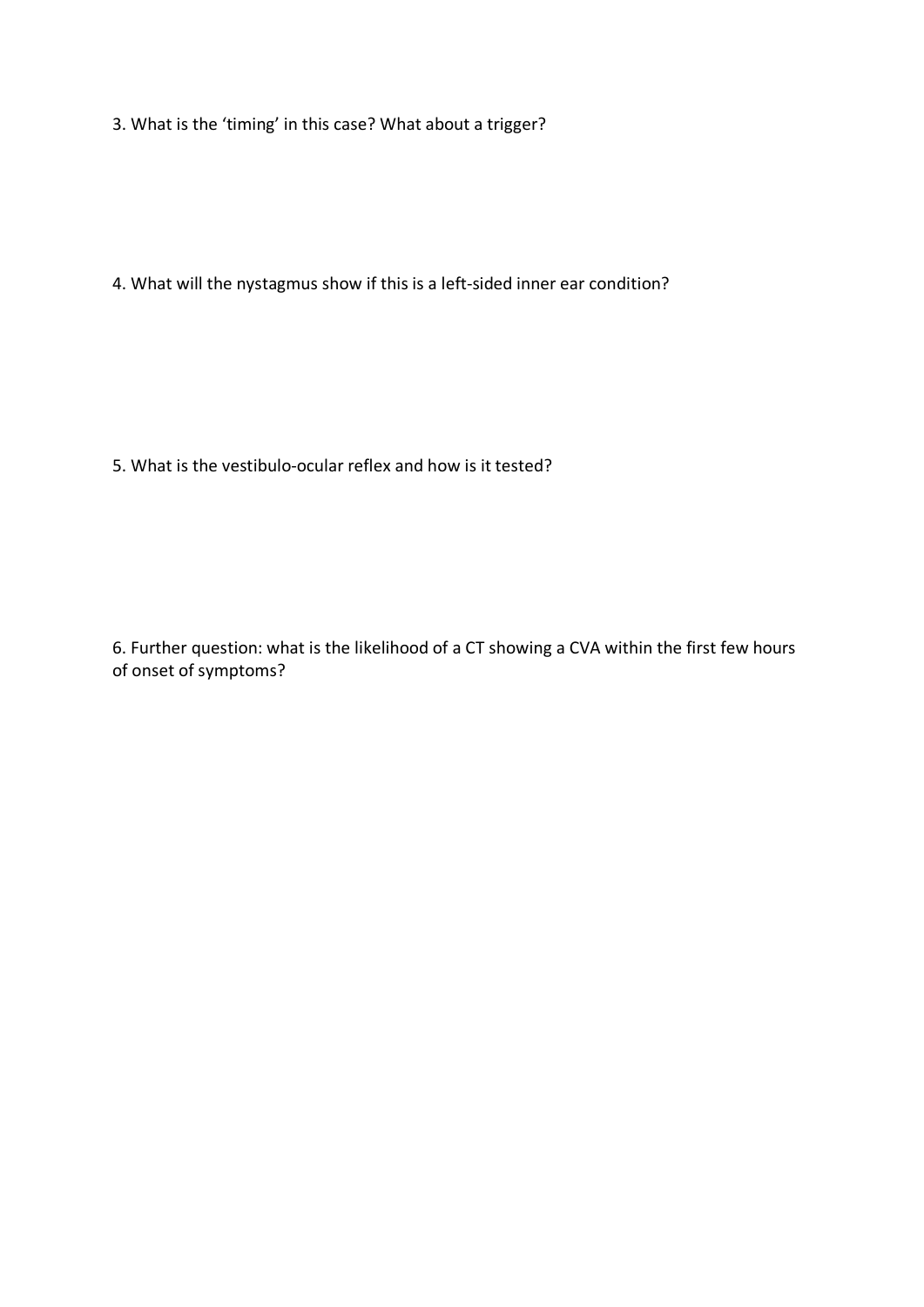3. What is the ‘timing’ in this case? What about a trigger?

4. What will the nystagmus show if this is a left-sided inner ear condition?

5. What is the vestibulo-ocular reflex and how is it tested?

6. Further question: what is the likelihood of a CT showing a CVA within the first few hours of onset of symptoms?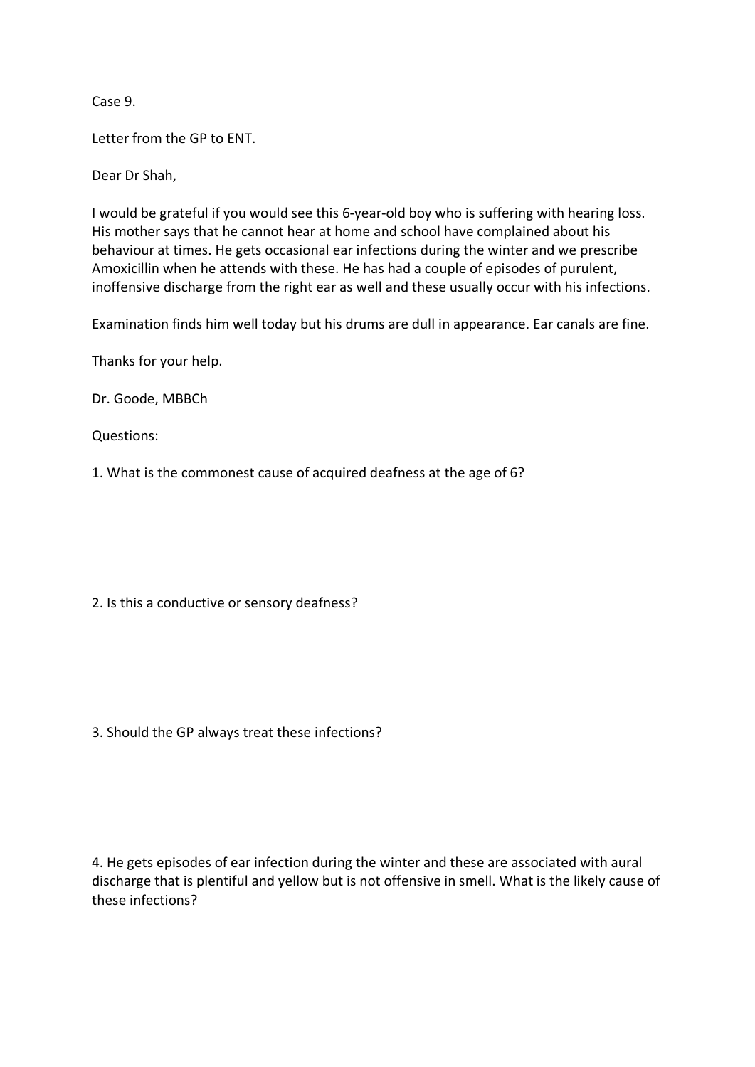Case 9.

Letter from the GP to ENT.

Dear Dr Shah,

I would be grateful if you would see this 6-year-old boy who is suffering with hearing loss. His mother says that he cannot hear at home and school have complained about his behaviour at times. He gets occasional ear infections during the winter and we prescribe Amoxicillin when he attends with these. He has had a couple of episodes of purulent, inoffensive discharge from the right ear as well and these usually occur with his infections.

Examination finds him well today but his drums are dull in appearance. Ear canals are fine.

Thanks for your help.

Dr. Goode, MBBCh

Questions:

1. What is the commonest cause of acquired deafness at the age of 6?

2. Is this a conductive or sensory deafness?

3. Should the GP always treat these infections?

4. He gets episodes of ear infection during the winter and these are associated with aural discharge that is plentiful and yellow but is not offensive in smell. What is the likely cause of these infections?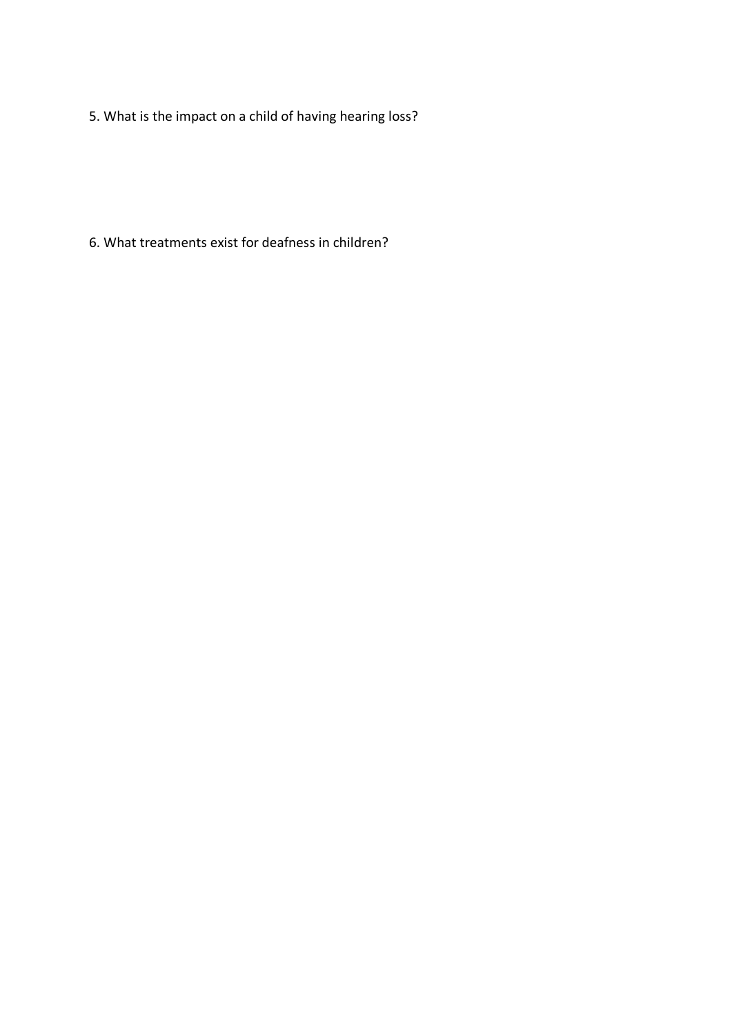5. What is the impact on a child of having hearing loss?

6. What treatments exist for deafness in children?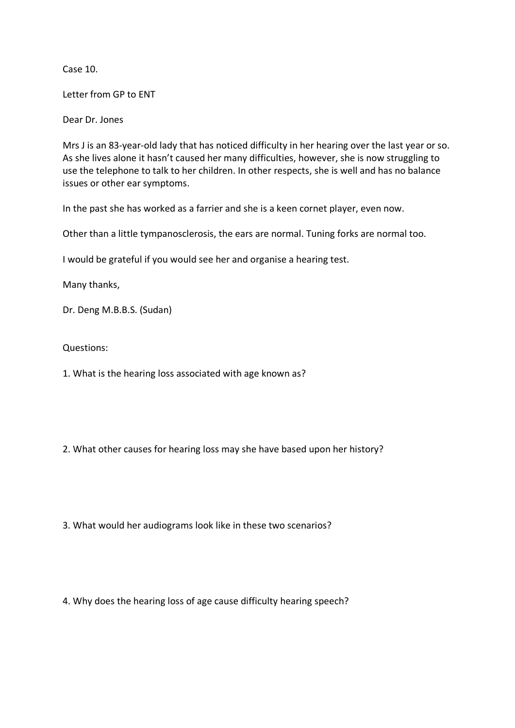Case 10.

Letter from GP to ENT

Dear Dr. Jones

Mrs J is an 83-year-old lady that has noticed difficulty in her hearing over the last year or so. As she lives alone it hasn't caused her many difficulties, however, she is now struggling to use the telephone to talk to her children. In other respects, she is well and has no balance issues or other ear symptoms.

In the past she has worked as a farrier and she is a keen cornet player, even now.

Other than a little tympanosclerosis, the ears are normal. Tuning forks are normal too.

I would be grateful if you would see her and organise a hearing test.

Many thanks,

Dr. Deng M.B.B.S. (Sudan)

Questions:

1. What is the hearing loss associated with age known as?

2. What other causes for hearing loss may she have based upon her history?

3. What would her audiograms look like in these two scenarios?

4. Why does the hearing loss of age cause difficulty hearing speech?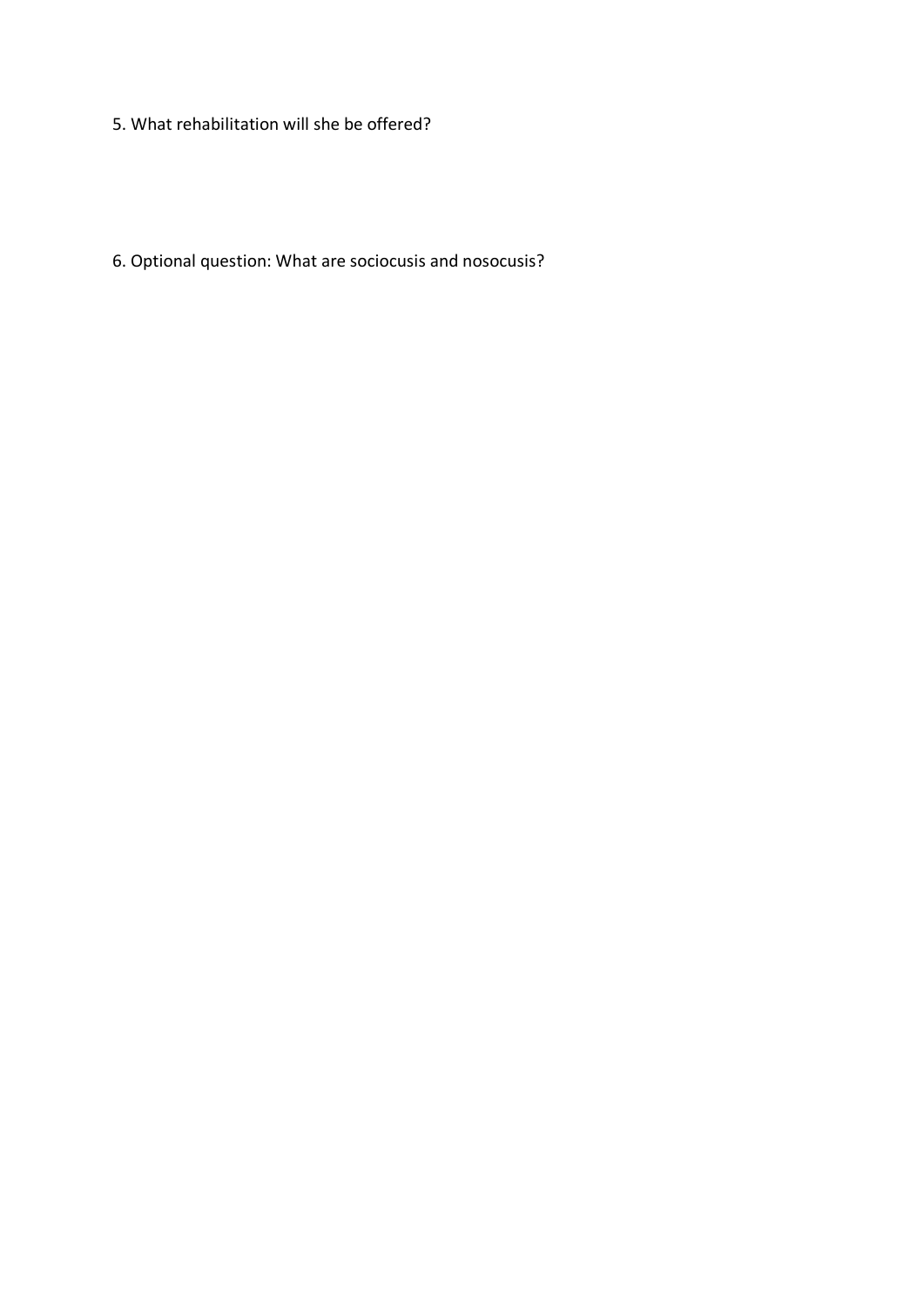5. What rehabilitation will she be offered?

6. Optional question: What are sociocusis and nosocusis?